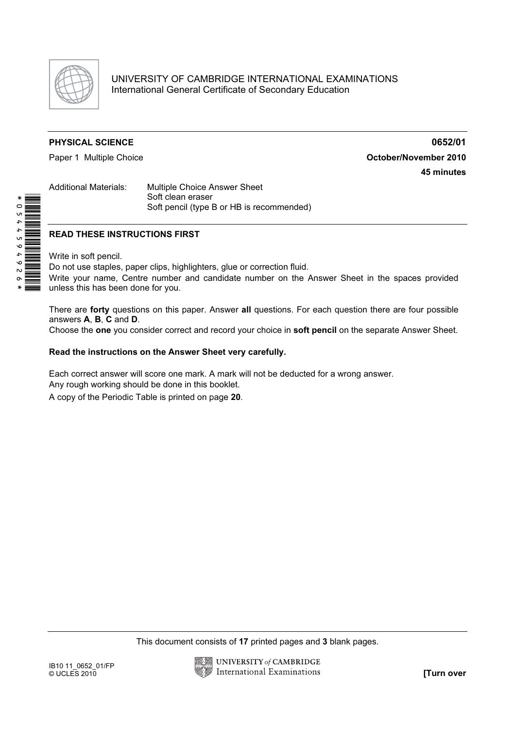UNIVERSITY OF CAMBRIDGE INTERNATIONAL EXAMINATIONS
International General Certificate of Secondary Education

**PHYSICAL SCIENCE** **0652/01**

Paper 1 Multiple Choice **October/November 2010**

**45 minutes**

Additional Materials: Multiple Choice Answer Sheet
Soft clean eraser
Soft pencil (type B or HB is recommended)

*0544594926*

**READ THESE INSTRUCTIONS FIRST**

Write in soft pencil.
Do not use staples, paper clips, highlighters, glue or correction fluid.
Write your name, Centre number and candidate number on the Answer Sheet in the spaces provided unless this has been done for you.

There are **forty** questions on this paper. Answer **all** questions. For each question there are four possible answers **A**, **B**, **C** and **D**.
Choose the **one** you consider correct and record your choice in **soft pencil** on the separate Answer Sheet.

**Read the instructions on the Answer Sheet very carefully.**

Each correct answer will score one mark. A mark will not be deducted for a wrong answer.
Any rough working should be done in this booklet.
A copy of the Periodic Table is printed on page **20**.

This document consists of **17** printed pages and **3** blank pages.

IB10 11_0652_01/FP
© UCLES 2010

**[Turn over**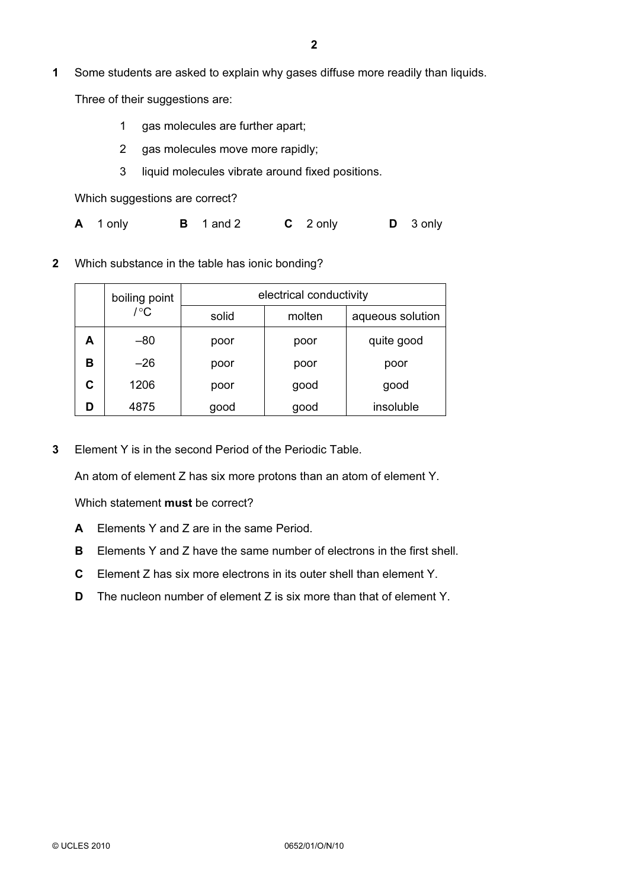1 Some students are asked to explain why gases diffuse more readily than liquids.

Three of their suggestions are:

1 gas molecules are further apart;

2 gas molecules move more rapidly;

3 liquid molecules vibrate around fixed positions.

Which suggestions are correct?

**A** 1 only **B** 1 and 2 **C** 2 only **D** 3 only

2 Which substance in the table has ionic bonding?

| | boiling point / °C | electrical conductivity | | |
|---|---|---|---|---|
| | | solid | molten | aqueous solution |
| **A** | –80 | poor | poor | quite good |
| **B** | –26 | poor | poor | poor |
| **C** | 1206 | poor | good | good |
| **D** | 4875 | good | good | insoluble |

3 Element Y is in the second Period of the Periodic Table.

An atom of element Z has six more protons than an atom of element Y.

Which statement **must** be correct?

**A** Elements Y and Z are in the same Period.

**B** Elements Y and Z have the same number of electrons in the first shell.

**C** Element Z has six more electrons in its outer shell than element Y.

**D** The nucleon number of element Z is six more than that of element Y.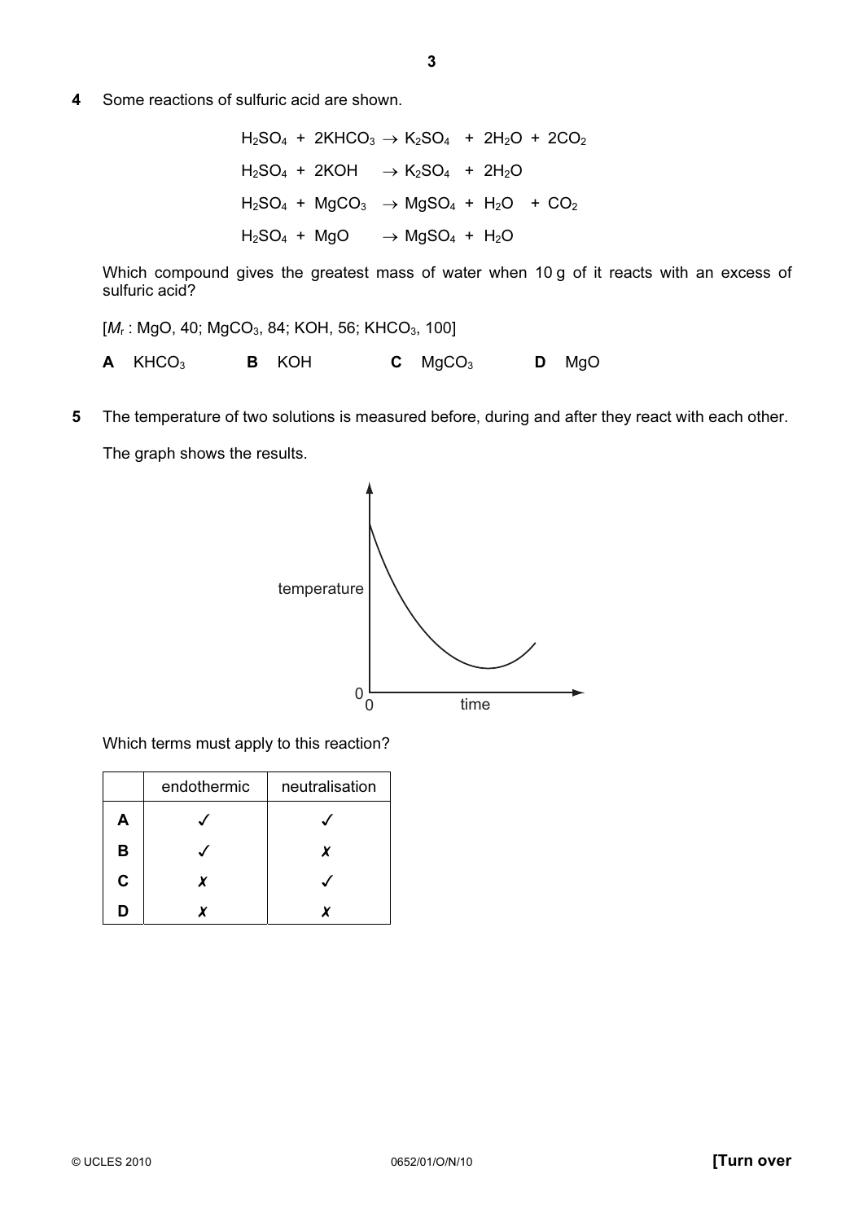**4** Some reactions of sulfuric acid are shown.

$$H_2SO_4 + 2KHCO_3 \rightarrow K_2SO_4 + 2H_2O + 2CO_2$$

$$H_2SO_4 + 2KOH \rightarrow K_2SO_4 + 2H_2O$$

$$H_2SO_4 + MgCO_3 \rightarrow MgSO_4 + H_2O + CO_2$$

$$H_2SO_4 + MgO \rightarrow MgSO_4 + H_2O$$

Which compound gives the greatest mass of water when 10 g of it reacts with an excess of sulfuric acid?

[$M_r$ : MgO, 40; $MgCO_3$, 84; KOH, 56; $KHCO_3$, 100]

**A** $KHCO_3$ **B** KOH **C** $MgCO_3$ **D** MgO

**5** The temperature of two solutions is measured before, during and after they react with each other.

The graph shows the results.

temperature

0

0 time

Which terms must apply to this reaction?

| | endothermic | neutralisation |
|---|---|---|
| **A** | ✓ | ✓ |
| **B** | ✓ | ✗ |
| **C** | ✗ | ✓ |
| **D** | ✗ | ✗ |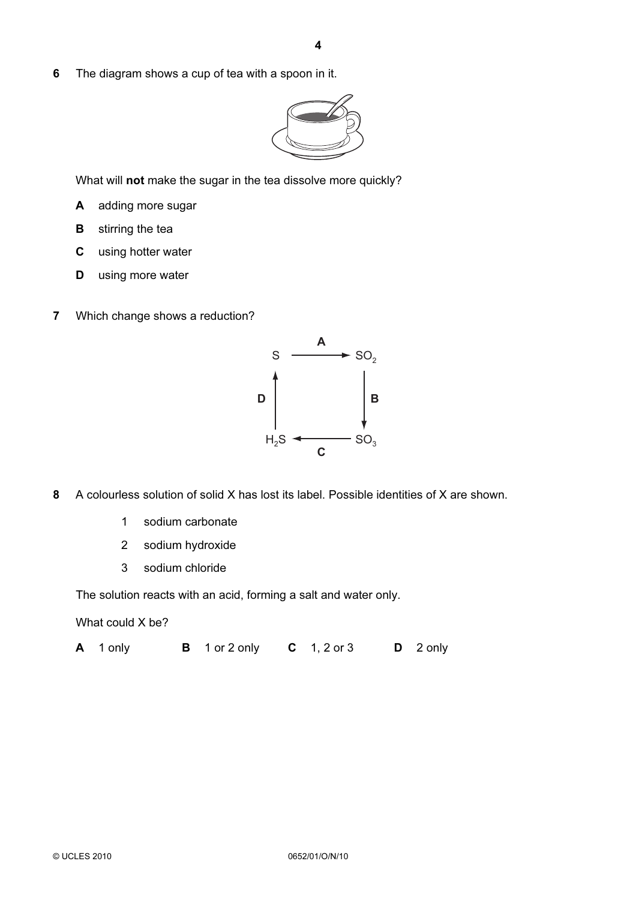**6** The diagram shows a cup of tea with a spoon in it.

What will **not** make the sugar in the tea dissolve more quickly?

**A** adding more sugar

**B** stirring the tea

**C** using hotter water

**D** using more water

**7** Which change shows a reduction?

$$S \xrightarrow{A} SO_2 \xrightarrow{B} SO_3 \xrightarrow{C} H_2S \xrightarrow{D} S$$

**8** A colourless solution of solid X has lost its label. Possible identities of X are shown.

1 sodium carbonate

2 sodium hydroxide

3 sodium chloride

The solution reacts with an acid, forming a salt and water only.

What could X be?

**A** 1 only **B** 1 or 2 only **C** 1, 2 or 3 **D** 2 only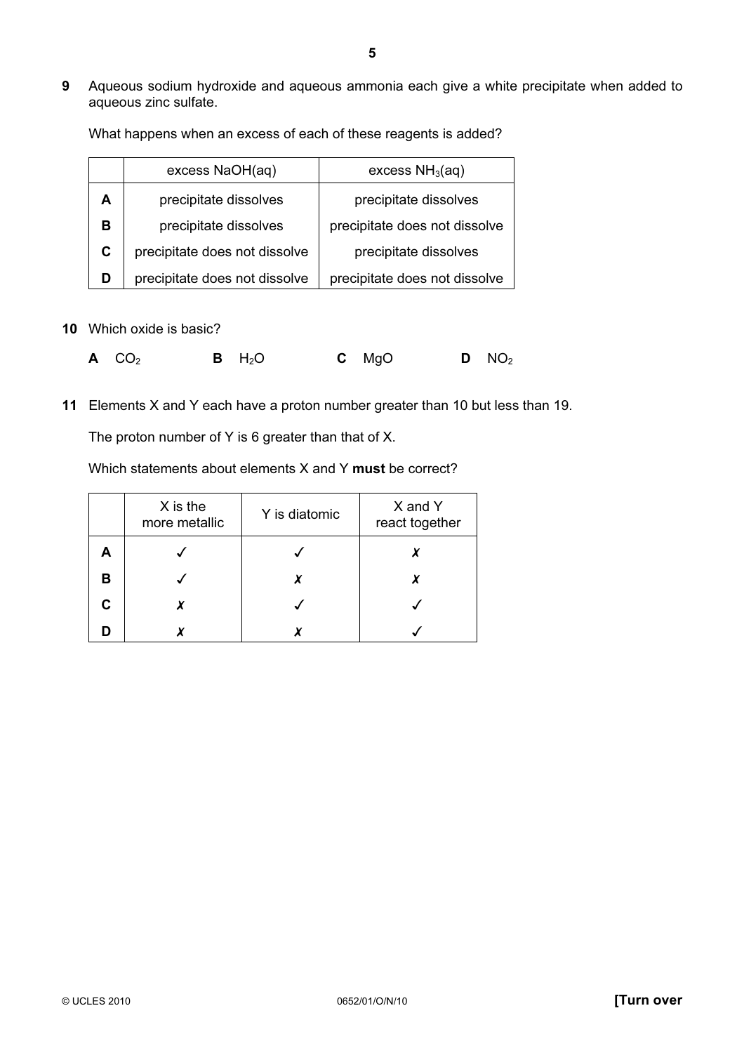**9** Aqueous sodium hydroxide and aqueous ammonia each give a white precipitate when added to aqueous zinc sulfate.

What happens when an excess of each of these reagents is added?

| | excess NaOH(aq) | excess $NH_3$(aq) |
|---|---|---|
| **A** | precipitate dissolves | precipitate dissolves |
| **B** | precipitate dissolves | precipitate does not dissolve |
| **C** | precipitate does not dissolve | precipitate dissolves |
| **D** | precipitate does not dissolve | precipitate does not dissolve |

**10** Which oxide is basic?

**A** $CO_2$ **B** $H_2O$ **C** MgO **D** $NO_2$

**11** Elements X and Y each have a proton number greater than 10 but less than 19.

The proton number of Y is 6 greater than that of X.

Which statements about elements X and Y **must** be correct?

| | X is the more metallic | Y is diatomic | X and Y react together |
|---|---|---|---|
| **A** | ✓ | ✓ | ✗ |
| **B** | ✓ | ✗ | ✗ |
| **C** | ✗ | ✓ | ✓ |
| **D** | ✗ | ✗ | ✓ |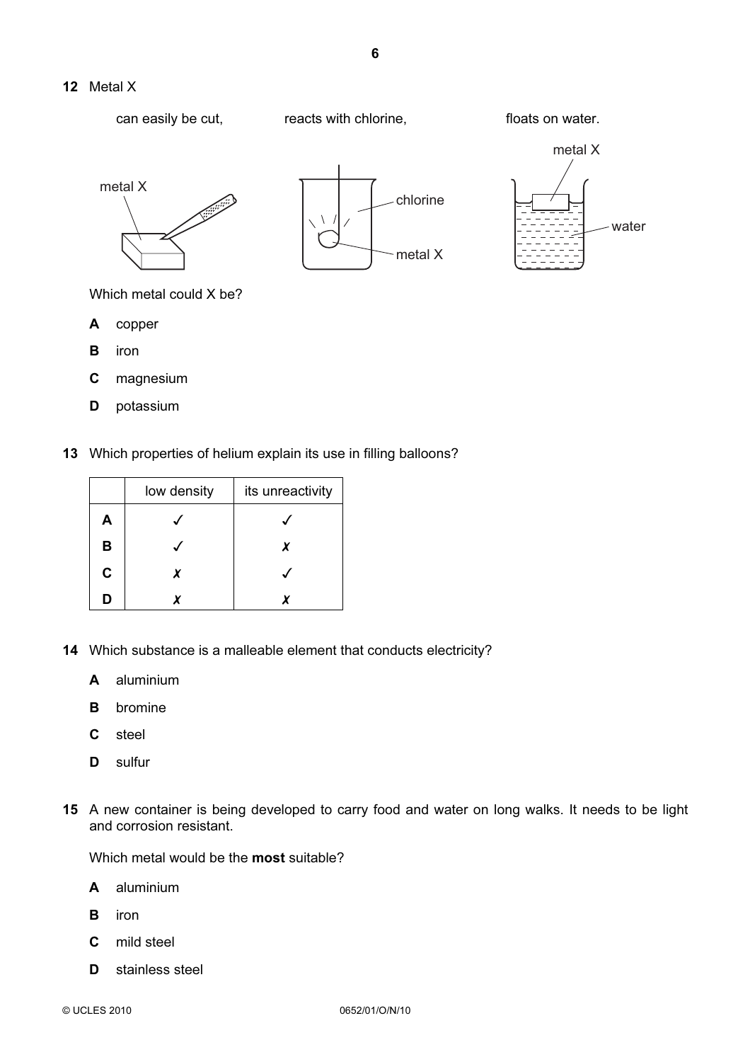**12** Metal X

can easily be cut, reacts with chlorine, floats on water.

metal X | chlorine | metal X | metal X | water

Which metal could X be?

**A** copper

**B** iron

**C** magnesium

**D** potassium

**13** Which properties of helium explain its use in filling balloons?

| | low density | its unreactivity |
|---|---|---|
| **A** | ✓ | ✓ |
| **B** | ✓ | ✗ |
| **C** | ✗ | ✓ |
| **D** | ✗ | ✗ |

**14** Which substance is a malleable element that conducts electricity?

**A** aluminium

**B** bromine

**C** steel

**D** sulfur

**15** A new container is being developed to carry food and water on long walks. It needs to be light and corrosion resistant.

Which metal would be the **most** suitable?

**A** aluminium

**B** iron

**C** mild steel

**D** stainless steel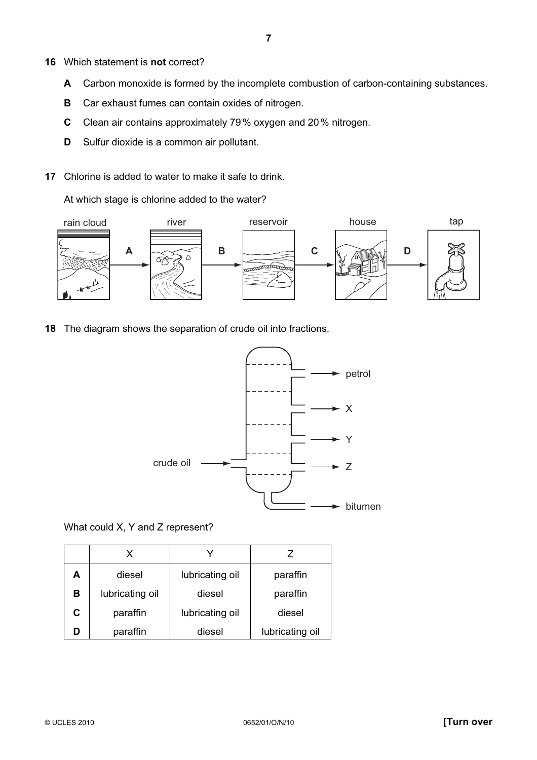**16** Which statement is **not** correct?

**A** Carbon monoxide is formed by the incomplete combustion of carbon-containing substances.

**B** Car exhaust fumes can contain oxides of nitrogen.

**C** Clean air contains approximately 79% oxygen and 20% nitrogen.

**D** Sulfur dioxide is a common air pollutant.

**17** Chlorine is added to water to make it safe to drink.

At which stage is chlorine added to the water?

rain cloud → **A** → river → **B** → reservoir → **C** → house → **D** → tap

**18** The diagram shows the separation of crude oil into fractions.

crude oil → petrol, X, Y, Z, bitumen

What could X, Y and Z represent?

| | X | Y | Z |
|---|---|---|---|
| **A** | diesel | lubricating oil | paraffin |
| **B** | lubricating oil | diesel | paraffin |
| **C** | paraffin | lubricating oil | diesel |
| **D** | paraffin | diesel | lubricating oil |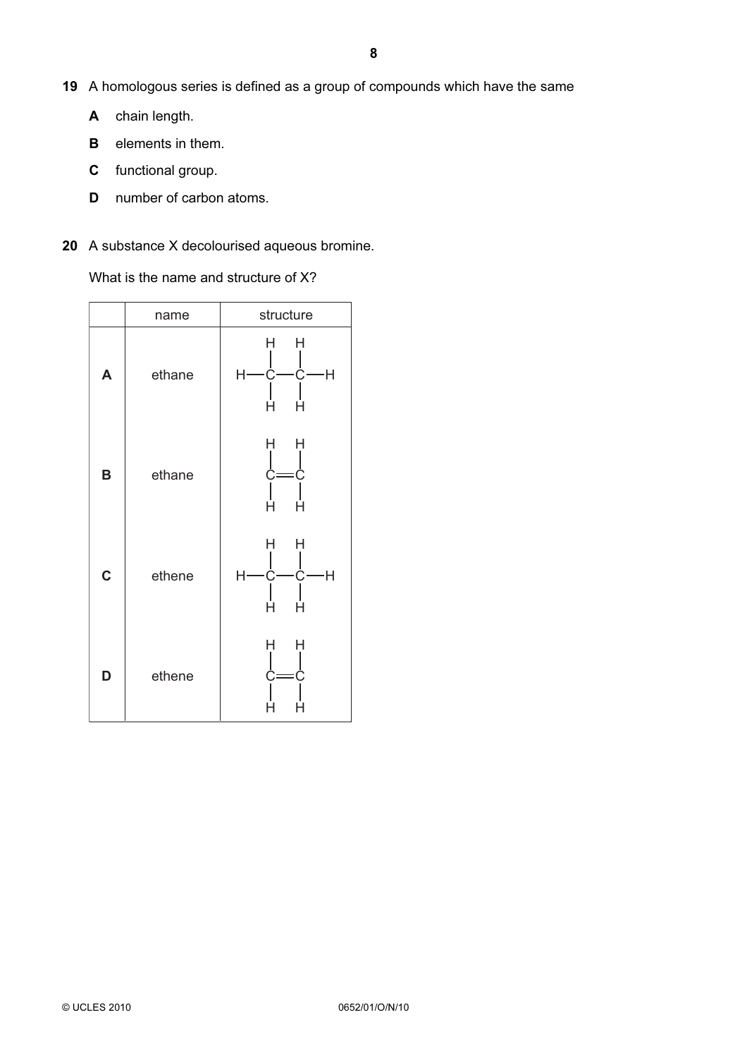**19** A homologous series is defined as a group of compounds which have the same

**A** chain length.

**B** elements in them.

**C** functional group.

**D** number of carbon atoms.

**20** A substance X decolourised aqueous bromine.

What is the name and structure of X?

| | name | structure |
|---|---|---|
| **A** | ethane | H–C(H)(H)–C(H)(H)–H |
| **B** | ethane | H₂C=CH₂ (C=C with two H on each C) |
| **C** | ethene | H–C(H)(H)–C(H)(H)–H |
| **D** | ethene | H₂C=CH₂ (C=C with two H on each C) |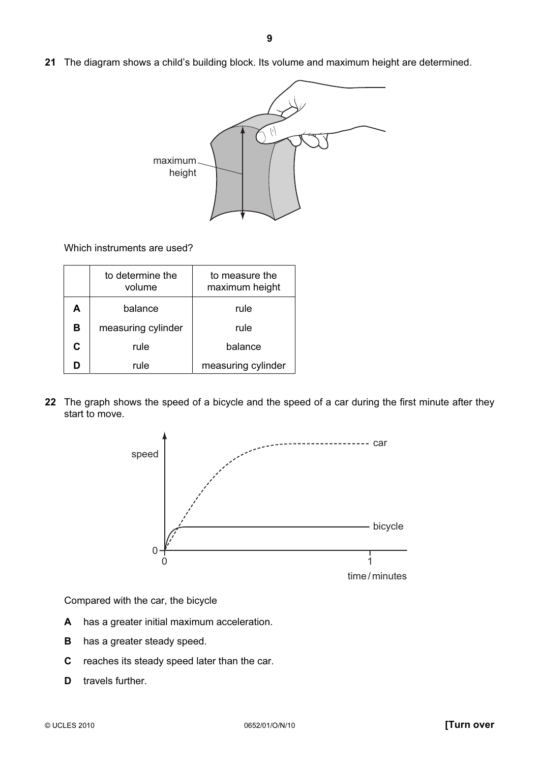**21** The diagram shows a child's building block. Its volume and maximum height are determined.

Which instruments are used?

| | to determine the volume | to measure the maximum height |
|---|---|---|
| **A** | balance | rule |
| **B** | measuring cylinder | rule |
| **C** | rule | balance |
| **D** | rule | measuring cylinder |

**22** The graph shows the speed of a bicycle and the speed of a car during the first minute after they start to move.

Compared with the car, the bicycle

**A** has a greater initial maximum acceleration.

**B** has a greater steady speed.

**C** reaches its steady speed later than the car.

**D** travels further.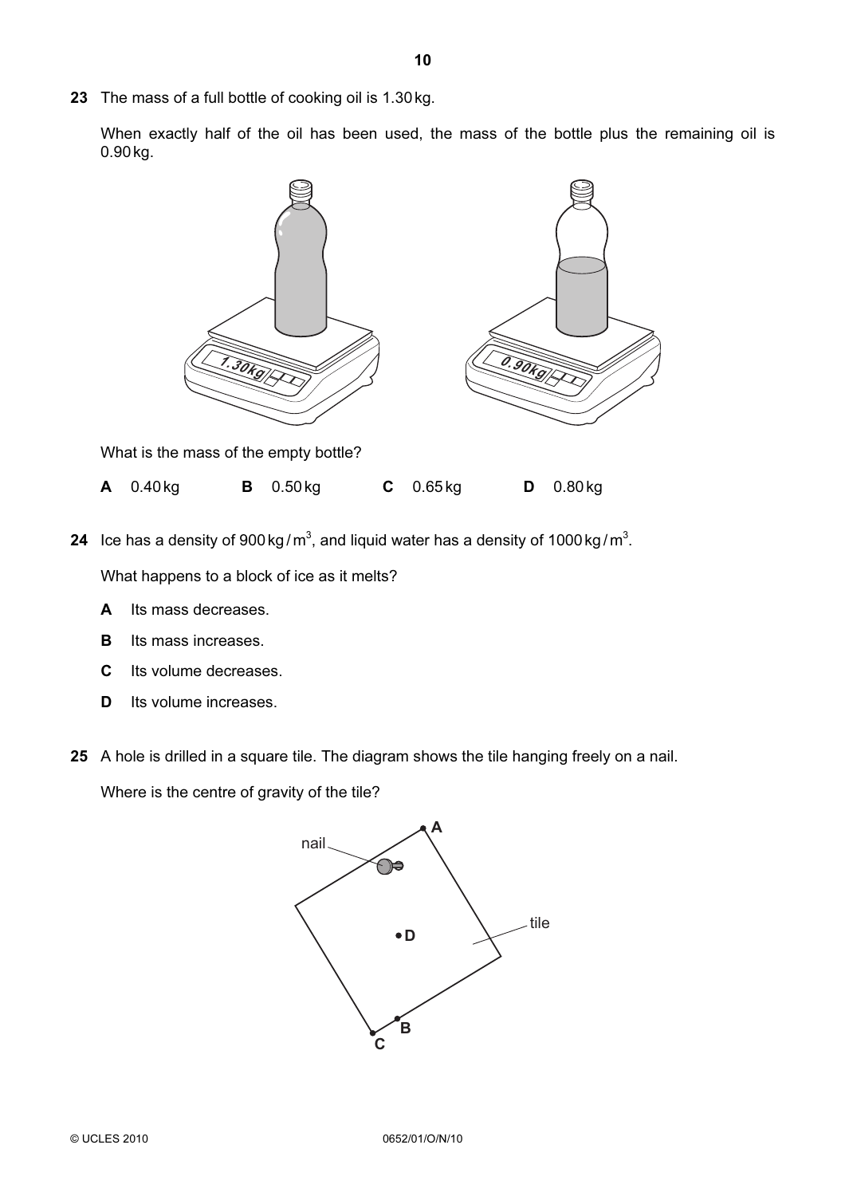**23** The mass of a full bottle of cooking oil is 1.30 kg.

When exactly half of the oil has been used, the mass of the bottle plus the remaining oil is 0.90 kg.

What is the mass of the empty bottle?

**A** 0.40 kg **B** 0.50 kg **C** 0.65 kg **D** 0.80 kg

**24** Ice has a density of 900 kg / m$^3$, and liquid water has a density of 1000 kg / m$^3$.

What happens to a block of ice as it melts?

**A** Its mass decreases.

**B** Its mass increases.

**C** Its volume decreases.

**D** Its volume increases.

**25** A hole is drilled in a square tile. The diagram shows the tile hanging freely on a nail.

Where is the centre of gravity of the tile?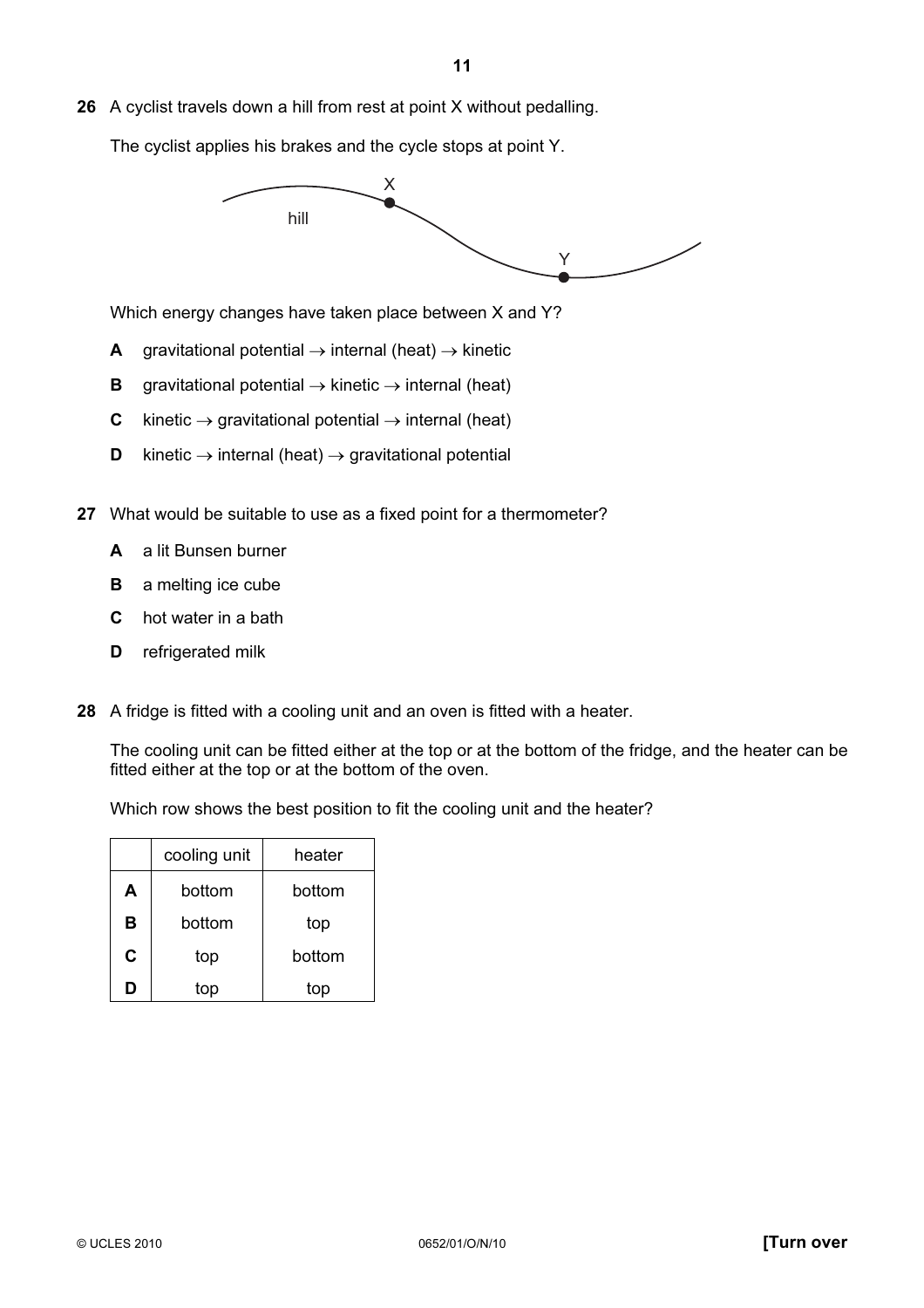**26** A cyclist travels down a hill from rest at point X without pedalling.

The cyclist applies his brakes and the cycle stops at point Y.

hill

X

Y

Which energy changes have taken place between X and Y?

**A** gravitational potential $\rightarrow$ internal (heat) $\rightarrow$ kinetic

**B** gravitational potential $\rightarrow$ kinetic $\rightarrow$ internal (heat)

**C** kinetic $\rightarrow$ gravitational potential $\rightarrow$ internal (heat)

**D** kinetic $\rightarrow$ internal (heat) $\rightarrow$ gravitational potential

**27** What would be suitable to use as a fixed point for a thermometer?

**A** a lit Bunsen burner

**B** a melting ice cube

**C** hot water in a bath

**D** refrigerated milk

**28** A fridge is fitted with a cooling unit and an oven is fitted with a heater.

The cooling unit can be fitted either at the top or at the bottom of the fridge, and the heater can be fitted either at the top or at the bottom of the oven.

Which row shows the best position to fit the cooling unit and the heater?

| | cooling unit | heater |
|---|---|---|
| **A** | bottom | bottom |
| **B** | bottom | top |
| **C** | top | bottom |
| **D** | top | top |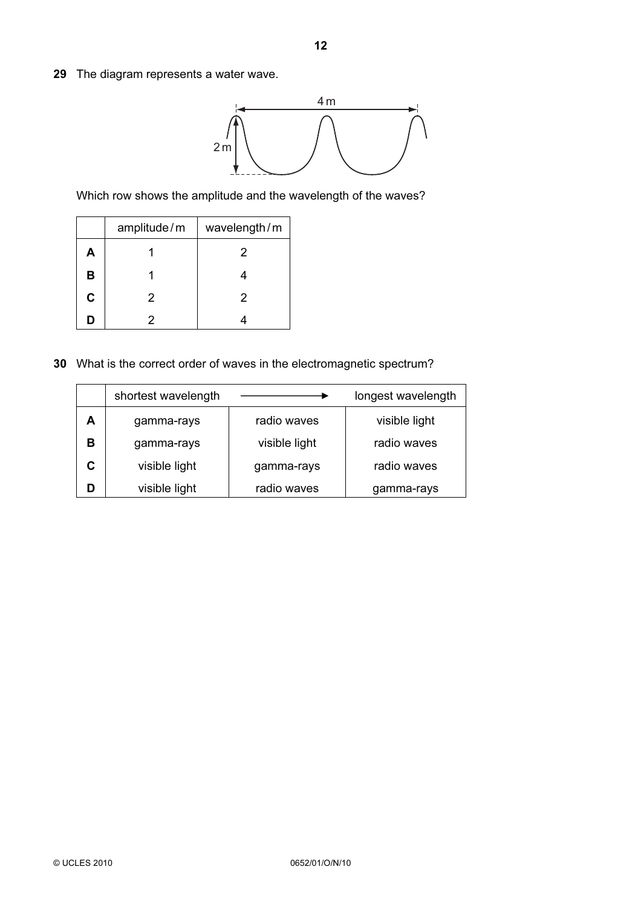**29** The diagram represents a water wave.

Which row shows the amplitude and the wavelength of the waves?

| | amplitude / m | wavelength / m |
|---|---|---|
| **A** | 1 | 2 |
| **B** | 1 | 4 |
| **C** | 2 | 2 |
| **D** | 2 | 4 |

**30** What is the correct order of waves in the electromagnetic spectrum?

| | shortest wavelength | ⟶ | longest wavelength |
|---|---|---|---|
| **A** | gamma-rays | radio waves | visible light |
| **B** | gamma-rays | visible light | radio waves |
| **C** | visible light | gamma-rays | radio waves |
| **D** | visible light | radio waves | gamma-rays |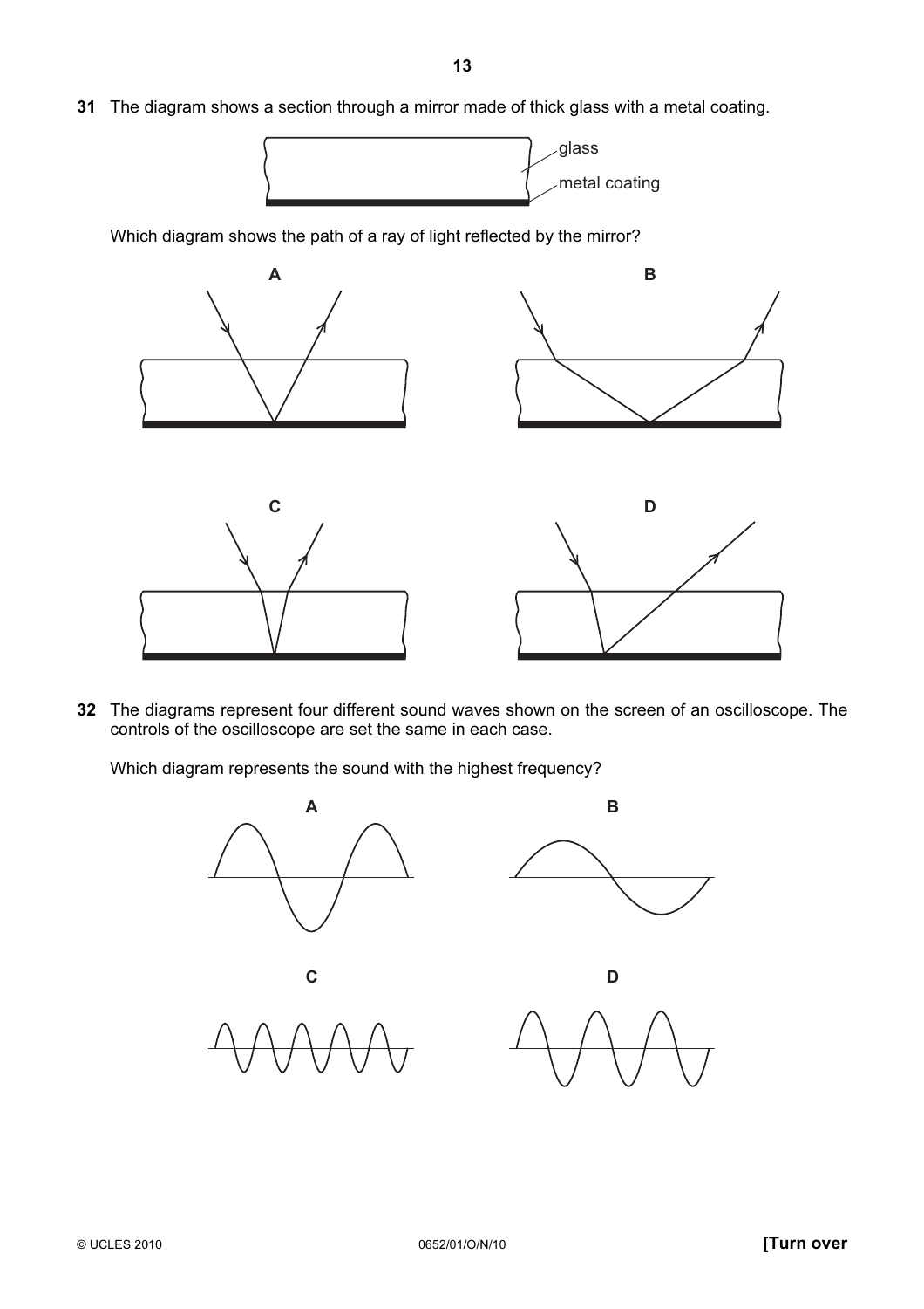**31** The diagram shows a section through a mirror made of thick glass with a metal coating.

glass

metal coating

Which diagram shows the path of a ray of light reflected by the mirror?

**A**

**B**

**C**

**D**

**32** The diagrams represent four different sound waves shown on the screen of an oscilloscope. The controls of the oscilloscope are set the same in each case.

Which diagram represents the sound with the highest frequency?

**A**

**B**

**C**

**D**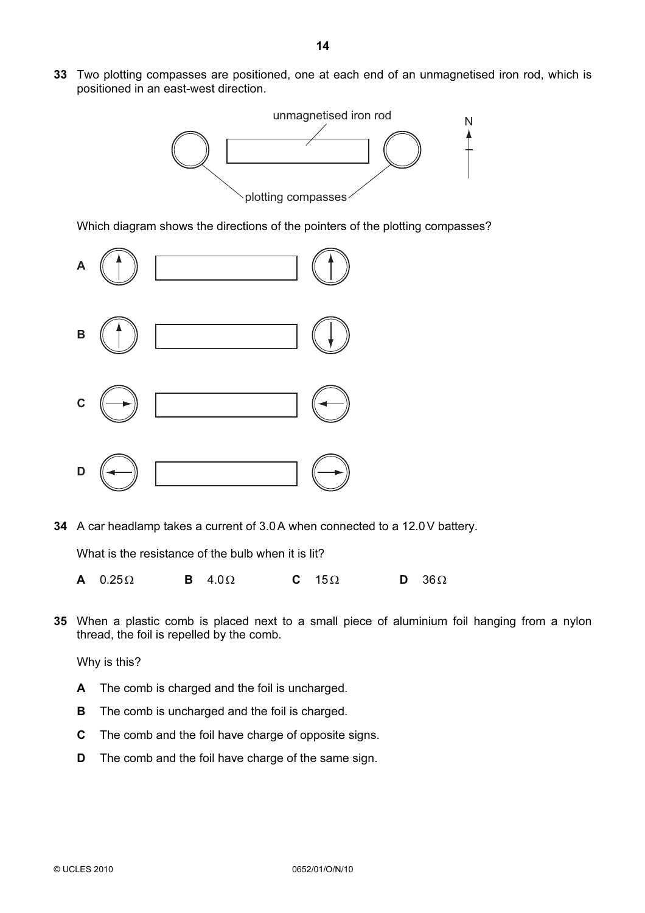**33** Two plotting compasses are positioned, one at each end of an unmagnetised iron rod, which is positioned in an east-west direction.

Which diagram shows the directions of the pointers of the plotting compasses?

**A**

**B**

**C**

**D**

**34** A car headlamp takes a current of 3.0 A when connected to a 12.0 V battery.

What is the resistance of the bulb when it is lit?

**A** 0.25 Ω  **B** 4.0 Ω  **C** 15 Ω  **D** 36 Ω

**35** When a plastic comb is placed next to a small piece of aluminium foil hanging from a nylon thread, the foil is repelled by the comb.

Why is this?

**A** The comb is charged and the foil is uncharged.

**B** The comb is uncharged and the foil is charged.

**C** The comb and the foil have charge of opposite signs.

**D** The comb and the foil have charge of the same sign.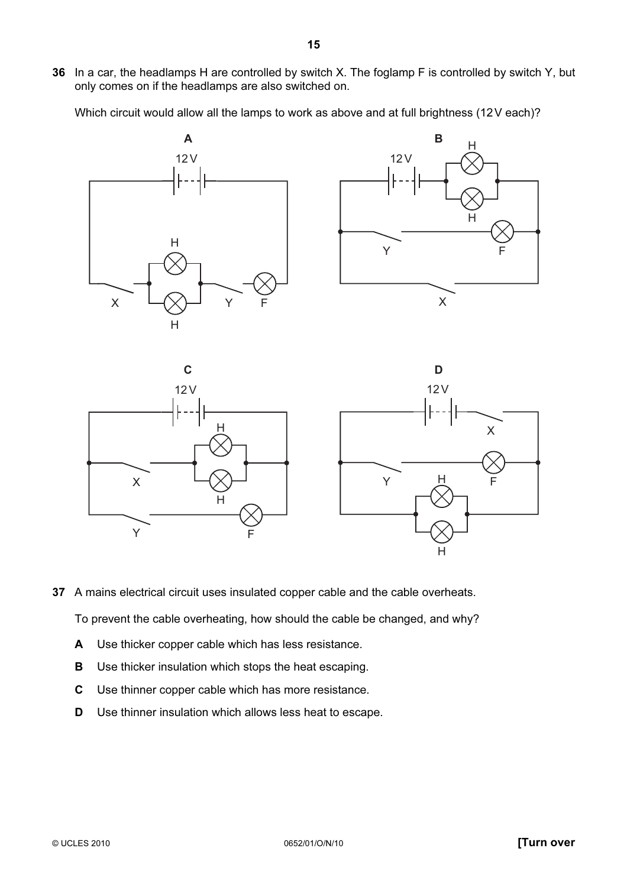**36** In a car, the headlamps H are controlled by switch X. The foglamp F is controlled by switch Y, but only comes on if the headlamps are also switched on.

Which circuit would allow all the lamps to work as above and at full brightness (12 V each)?

**A**

**B**

**C**

**D**

**37** A mains electrical circuit uses insulated copper cable and the cable overheats.

To prevent the cable overheating, how should the cable be changed, and why?

**A** Use thicker copper cable which has less resistance.

**B** Use thicker insulation which stops the heat escaping.

**C** Use thinner copper cable which has more resistance.

**D** Use thinner insulation which allows less heat to escape.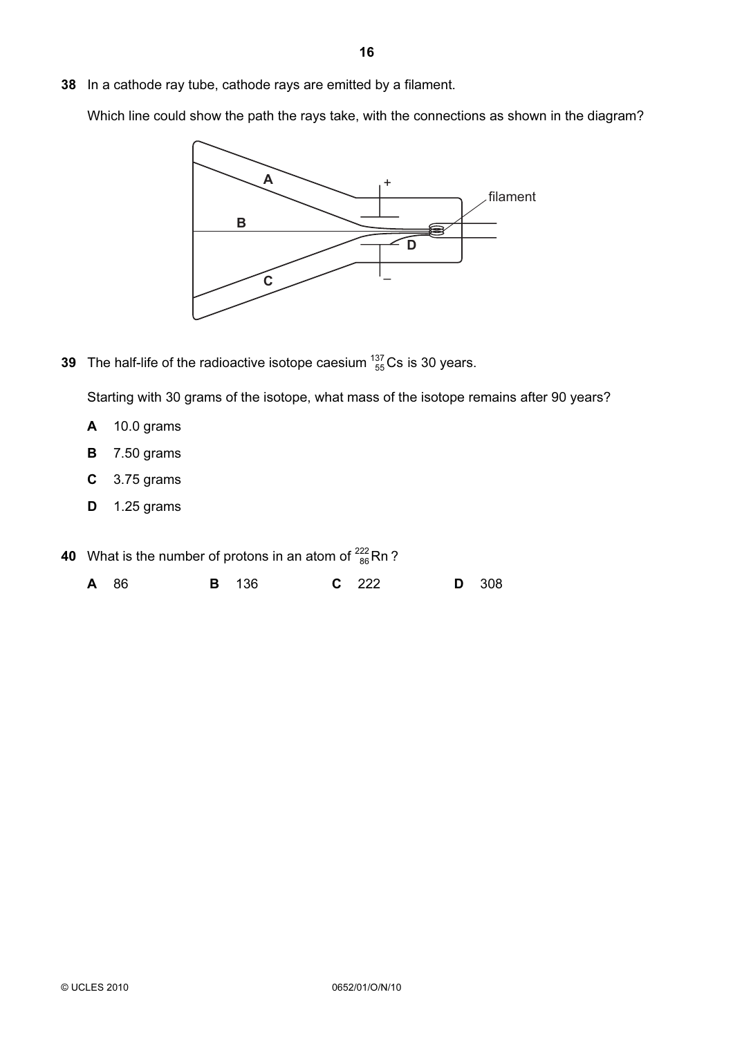**38** In a cathode ray tube, cathode rays are emitted by a filament.

Which line could show the path the rays take, with the connections as shown in the diagram?

**39** The half-life of the radioactive isotope caesium $^{137}_{55}Cs$ is 30 years.

Starting with 30 grams of the isotope, what mass of the isotope remains after 90 years?

**A** 10.0 grams

**B** 7.50 grams

**C** 3.75 grams

**D** 1.25 grams

**40** What is the number of protons in an atom of $^{222}_{86}Rn$ ?

**A** 86 **B** 136 **C** 222 **D** 308

© UCLES 2010 0652/01/O/N/10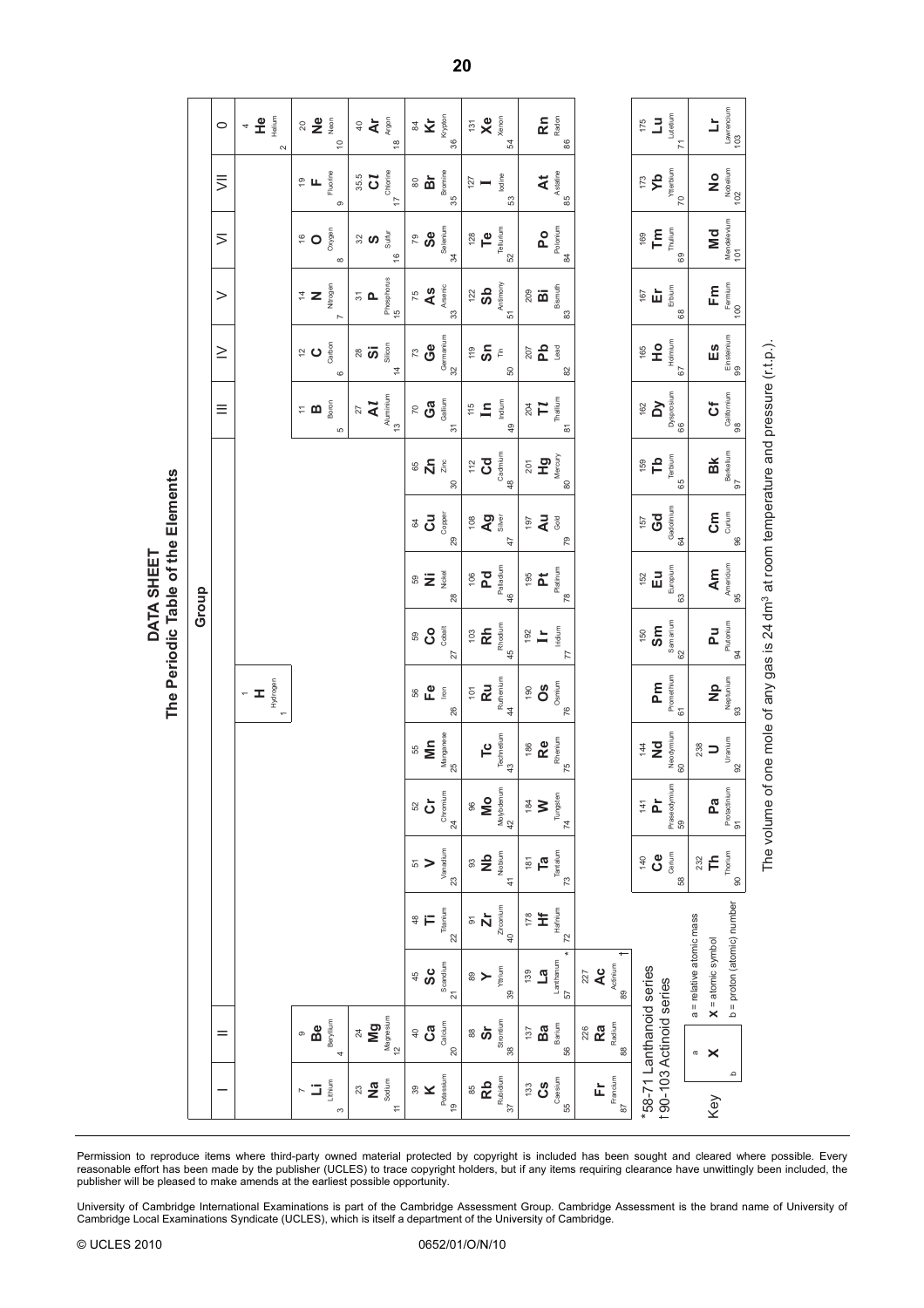# DATA SHEET
## The Periodic Table of the Elements

| I | II | | | | | | | | | | | III | IV | V | VI | VII | 0 |
|---|---|---|---|---|---|---|---|---|---|---|---|---|---|---|---|---|---|
| | | | | | | | 1 **H** Hydrogen 1 | | | | | | | | | | 4 **He** Helium 2 |
| 7 **Li** Lithium 3 | 9 **Be** Beryllium 4 | | | | | | | | | | | 11 **B** Boron 5 | 12 **C** Carbon 6 | 14 **N** Nitrogen 7 | 16 **O** Oxygen 8 | 19 **F** Fluorine 9 | 20 **Ne** Neon 10 |
| 23 **Na** Sodium 11 | 24 **Mg** Magnesium 12 | | | | | | | | | | | 27 **Al** Aluminium 13 | 28 **Si** Silicon 14 | 31 **P** Phosphorus 15 | 32 **S** Sulfur 16 | 35.5 **Cl** Chlorine 17 | 40 **Ar** Argon 18 |
| 39 **K** Potassium 19 | 40 **Ca** Calcium 20 | 45 **Sc** Scandium 21 | 48 **Ti** Titanium 22 | 51 **V** Vanadium 23 | 52 **Cr** Chromium 24 | 55 **Mn** Manganese 25 | 56 **Fe** Iron 26 | 59 **Co** Cobalt 27 | 59 **Ni** Nickel 28 | 64 **Cu** Copper 29 | 65 **Zn** Zinc 30 | 70 **Ga** Gallium 31 | 73 **Ge** Germanium 32 | 75 **As** Arsenic 33 | 79 **Se** Selenium 34 | 80 **Br** Bromine 35 | 84 **Kr** Krypton 36 |
| 85 **Rb** Rubidium 37 | 88 **Sr** Strontium 38 | 89 **Y** Yttrium 39 | 91 **Zr** Zirconium 40 | 93 **Nb** Niobium 41 | 96 **Mo** Molybdenum 42 | **Tc** Technetium 43 | 101 **Ru** Ruthenium 44 | 103 **Rh** Rhodium 45 | 106 **Pd** Palladium 46 | 108 **Ag** Silver 47 | 112 **Cd** Cadmium 48 | 115 **In** Indium 49 | 119 **Sn** Tin 50 | 122 **Sb** Antimony 51 | 128 **Te** Tellurium 52 | 127 **I** Iodine 53 | 131 **Xe** Xenon 54 |
| 133 **Cs** Caesium 55 | 137 **Ba** Barium 56 | 139 **La** Lanthanum 57 * | 178 **Hf** Hafnium 72 | 181 **Ta** Tantalum 73 | 184 **W** Tungsten 74 | 186 **Re** Rhenium 75 | 190 **Os** Osmium 76 | 192 **Ir** Iridium 77 | 195 **Pt** Platinum 78 | 197 **Au** Gold 79 | 201 **Hg** Mercury 80 | 204 **Tl** Thallium 81 | 207 **Pb** Lead 82 | 209 **Bi** Bismuth 83 | **Po** Polonium 84 | **At** Astatine 85 | **Rn** Radon 86 |
| **Fr** Francium 87 | 226 **Ra** Radium 88 | 227 **Ac** Actinium 89 † | | | | | | | | | | | | | | | |

*58-71 Lanthanoid series
†90-103 Actinoid series

| | | | | | | | | | | | | | |
|---|---|---|---|---|---|---|---|---|---|---|---|---|---|
| 140 **Ce** Cerium 58 | 141 **Pr** Praseodymium 59 | 144 **Nd** Neodymium 60 | **Pm** Promethium 61 | 150 **Sm** Samarium 62 | 152 **Eu** Europium 63 | 157 **Gd** Gadolinium 64 | 159 **Tb** Terbium 65 | 162 **Dy** Dysprosium 66 | 165 **Ho** Holmium 67 | 167 **Er** Erbium 68 | 169 **Tm** Thulium 69 | 173 **Yb** Ytterbium 70 | 175 **Lu** Lutetium 71 |
| 232 **Th** Thorium 90 | **Pa** Protactinium 91 | 238 **U** Uranium 92 | **Np** Neptunium 93 | **Pu** Plutonium 94 | **Am** Americium 95 | **Cm** Curium 96 | **Bk** Berkelium 97 | **Cf** Californium 98 | **Es** Einsteinium 99 | **Fm** Fermium 100 | **Md** Mendelevium 101 | **No** Nobelium 102 | **Lr** Lawrencium 103 |

Key: a = relative atomic mass; **X** = atomic symbol; b = proton (atomic) number

The volume of one mole of any gas is 24 $dm^3$ at room temperature and pressure (r.t.p.).

Permission to reproduce items where third-party owned material protected by copyright is included has been sought and cleared where possible. Every reasonable effort has been made by the publisher (UCLES) to trace copyright holders, but if any items requiring clearance have unwittingly been included, the publisher will be pleased to make amends at the earliest possible opportunity.

University of Cambridge International Examinations is part of the Cambridge Assessment Group. Cambridge Assessment is the brand name of University of Cambridge Local Examinations Syndicate (UCLES), which is itself a department of the University of Cambridge.